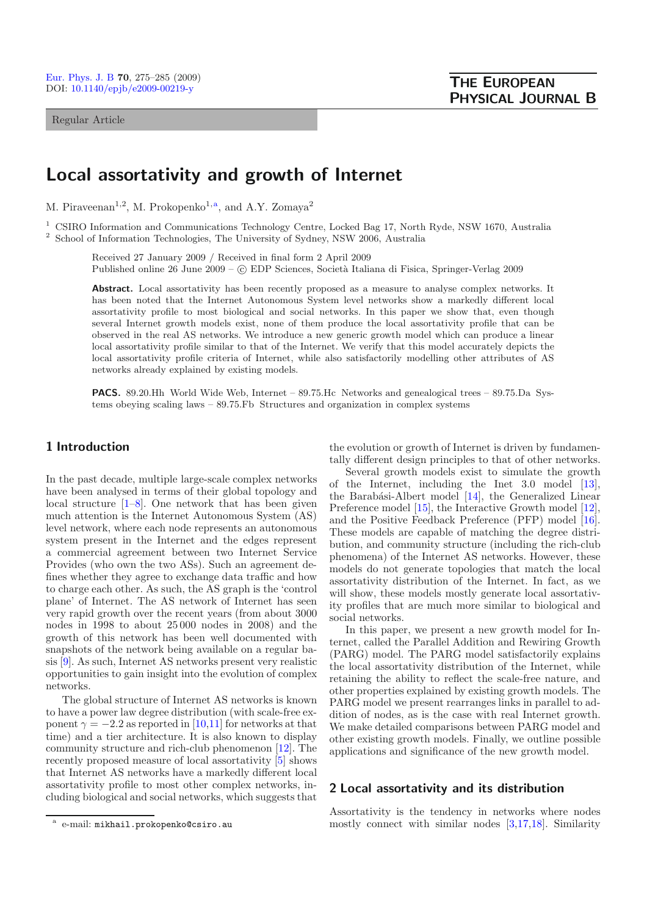Regular Article

# Local assortativity and growth of Internet

M. Piraveenan[1,2], M. Prokopenko[1,a], and A.Y. Zomaya[2]

[1] CSIRO Information and Communications Technology Centre, Locked Bag 17, North Ryde, NSW 1670, Australia
[2] School of Information Technologies, The University of Sydney, NSW 2006, Australia

Received 27 January 2009 / Received in final form 2 April 2009
Published online 26 June 2009 – © EDP Sciences, Società Italiana di Fisica, Springer-Verlag 2009

**Abstract.** Local assortativity has been recently proposed as a measure to analyse complex networks. It has been noted that the Internet Autonomous System level networks show a markedly different local assortativity profile to most biological and social networks. In this paper we show that, even though several Internet growth models exist, none of them produce the local assortativity profile that can be observed in the real AS networks. We introduce a new generic growth model which can produce a linear local assortativity profile similar to that of the Internet. We verify that this model accurately depicts the local assortativity profile criteria of Internet, while also satisfactorily modelling other attributes of AS networks already explained by existing models.

**PACS.** 89.20.Hh World Wide Web, Internet – 89.75.Hc Networks and genealogical trees – 89.75.Da Systems obeying scaling laws – 89.75.Fb Structures and organization in complex systems

## 1 Introduction

In the past decade, multiple large-scale complex networks have been analysed in terms of their global topology and local structure [1–8]. One network that has been given much attention is the Internet Autonomous System (AS) level network, where each node represents an autonomous system present in the Internet and the edges represent a commercial agreement between two Internet Service Provides (who own the two ASs). Such an agreement defines whether they agree to exchange data traffic and how to charge each other. As such, the AS graph is the 'control plane' of Internet. The AS network of Internet has seen very rapid growth over the recent years (from about 3000 nodes in 1998 to about 25 000 nodes in 2008) and the growth of this network has been well documented with snapshots of the network being available on a regular basis [9]. As such, Internet AS networks present very realistic opportunities to gain insight into the evolution of complex networks.

The global structure of Internet AS networks is known to have a power law degree distribution (with scale-free exponent $\gamma = -2.2$ as reported in [10,11] for networks at that time) and a tier architecture. It is also known to display community structure and rich-club phenomenon [12]. The recently proposed measure of local assortativity [5] shows that Internet AS networks have a markedly different local assortativity profile to most other complex networks, including biological and social networks, which suggests that the evolution or growth of Internet is driven by fundamentally different design principles to that of other networks.

Several growth models exist to simulate the growth of the Internet, including the Inet 3.0 model [13], the Barabási-Albert model [14], the Generalized Linear Preference model [15], the Interactive Growth model [12], and the Positive Feedback Preference (PFP) model [16]. These models are capable of matching the degree distribution, and community structure (including the rich-club phenomena) of the Internet AS networks. However, these models do not generate topologies that match the local assortativity distribution of the Internet. In fact, as we will show, these models mostly generate local assortativity profiles that are much more similar to biological and social networks.

In this paper, we present a new growth model for Internet, called the Parallel Addition and Rewiring Growth (PARG) model. The PARG model satisfactorily explains the local assortativity distribution of the Internet, while retaining the ability to reflect the scale-free nature, and other properties explained by existing growth models. The PARG model we present rearranges links in parallel to addition of nodes, as is the case with real Internet growth. We make detailed comparisons between PARG model and other existing growth models. Finally, we outline possible applications and significance of the new growth model.

## 2 Local assortativity and its distribution

Assortativity is the tendency in networks where nodes mostly connect with similar nodes [3,17,18]. Similarity

[a] e-mail: mikhail.prokopenko@csiro.au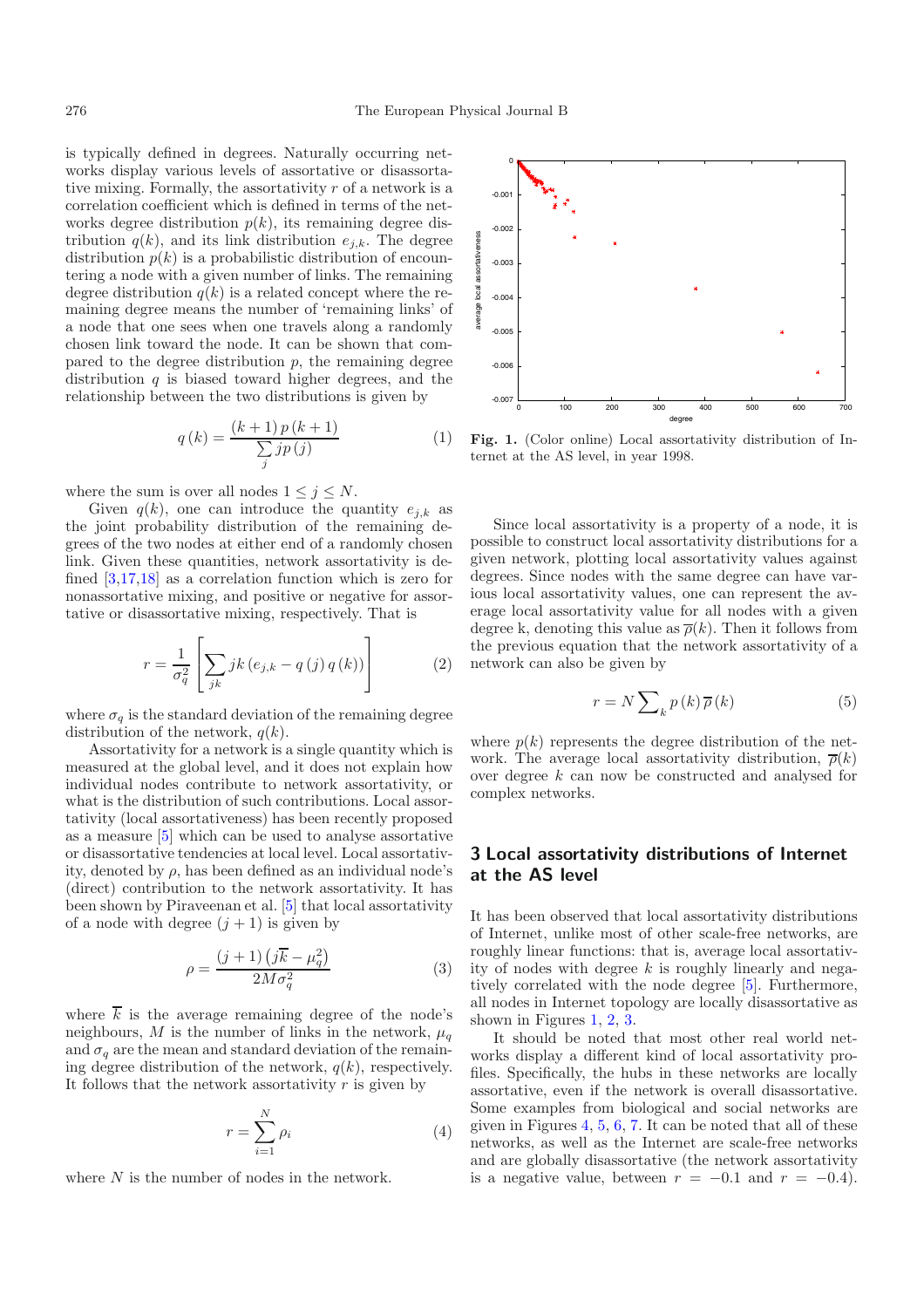is typically defined in degrees. Naturally occurring networks display various levels of assortative or disassortative mixing. Formally, the assortativity $r$ of a network is a correlation coefficient which is defined in terms of the networks degree distribution $p(k)$, its remaining degree distribution $q(k)$, and its link distribution $e_{j,k}$. The degree distribution $p(k)$ is a probabilistic distribution of encountering a node with a given number of links. The remaining degree distribution $q(k)$ is a related concept where the remaining degree means the number of 'remaining links' of a node that one sees when one travels along a randomly chosen link toward the node. It can be shown that compared to the degree distribution $p$, the remaining degree distribution $q$ is biased toward higher degrees, and the relationship between the two distributions is given by

$$q(k) = \frac{(k+1)\,p(k+1)}{\sum_j jp(j)} \tag{1}$$

where the sum is over all nodes $1 \le j \le N$.

Given $q(k)$, one can introduce the quantity $e_{j,k}$ as the joint probability distribution of the remaining degrees of the two nodes at either end of a randomly chosen link. Given these quantities, network assortativity is defined [3,17,18] as a correlation function which is zero for nonassortative mixing, and positive or negative for assortative or disassortative mixing, respectively. That is

$$r = \frac{1}{\sigma_q^2}\left[\sum_{jk} jk\left(e_{j,k} - q(j)\,q(k)\right)\right] \tag{2}$$

where $\sigma_q$ is the standard deviation of the remaining degree distribution of the network, $q(k)$.

Assortativity for a network is a single quantity which is measured at the global level, and it does not explain how individual nodes contribute to network assortativity, or what is the distribution of such contributions. Local assortativity (local assortativeness) has been recently proposed as a measure [5] which can be used to analyse assortative or disassortative tendencies at local level. Local assortativity, denoted by $\rho$, has been defined as an individual node's (direct) contribution to the network assortativity. It has been shown by Piraveenan et al. [5] that local assortativity of a node with degree $(j+1)$ is given by

$$\rho = \frac{(j+1)\left(j\overline{k} - \mu_q^2\right)}{2M\sigma_q^2} \tag{3}$$

where $\overline{k}$ is the average remaining degree of the node's neighbours, $M$ is the number of links in the network, $\mu_q$ and $\sigma_q$ are the mean and standard deviation of the remaining degree distribution of the network, $q(k)$, respectively. It follows that the network assortativity $r$ is given by

$$r = \sum_{i=1}^{N} \rho_i \tag{4}$$

where $N$ is the number of nodes in the network.

**Fig. 1.** (Color online) Local assortativity distribution of Internet at the AS level, in year 1998.

Since local assortativity is a property of a node, it is possible to construct local assortativity distributions for a given network, plotting local assortativity values against degrees. Since nodes with the same degree can have various local assortativity values, one can represent the average local assortativity value for all nodes with a given degree k, denoting this value as $\overline{\rho}(k)$. Then it follows from the previous equation that the network assortativity of a network can also be given by

$$r = N\sum_k p(k)\,\overline{\rho}(k) \tag{5}$$

where $p(k)$ represents the degree distribution of the network. The average local assortativity distribution, $\overline{\rho}(k)$ over degree $k$ can now be constructed and analysed for complex networks.

## 3 Local assortativity distributions of Internet at the AS level

It has been observed that local assortativity distributions of Internet, unlike most of other scale-free networks, are roughly linear functions: that is, average local assortativity of nodes with degree $k$ is roughly linearly and negatively correlated with the node degree [5]. Furthermore, all nodes in Internet topology are locally disassortative as shown in Figures 1, 2, 3.

It should be noted that most other real world networks display a different kind of local assortativity profiles. Specifically, the hubs in these networks are locally assortative, even if the network is overall disassortative. Some examples from biological and social networks are given in Figures 4, 5, 6, 7. It can be noted that all of these networks, as well as the Internet are scale-free networks and are globally disassortative (the network assortativity is a negative value, between $r = -0.1$ and $r = -0.4$).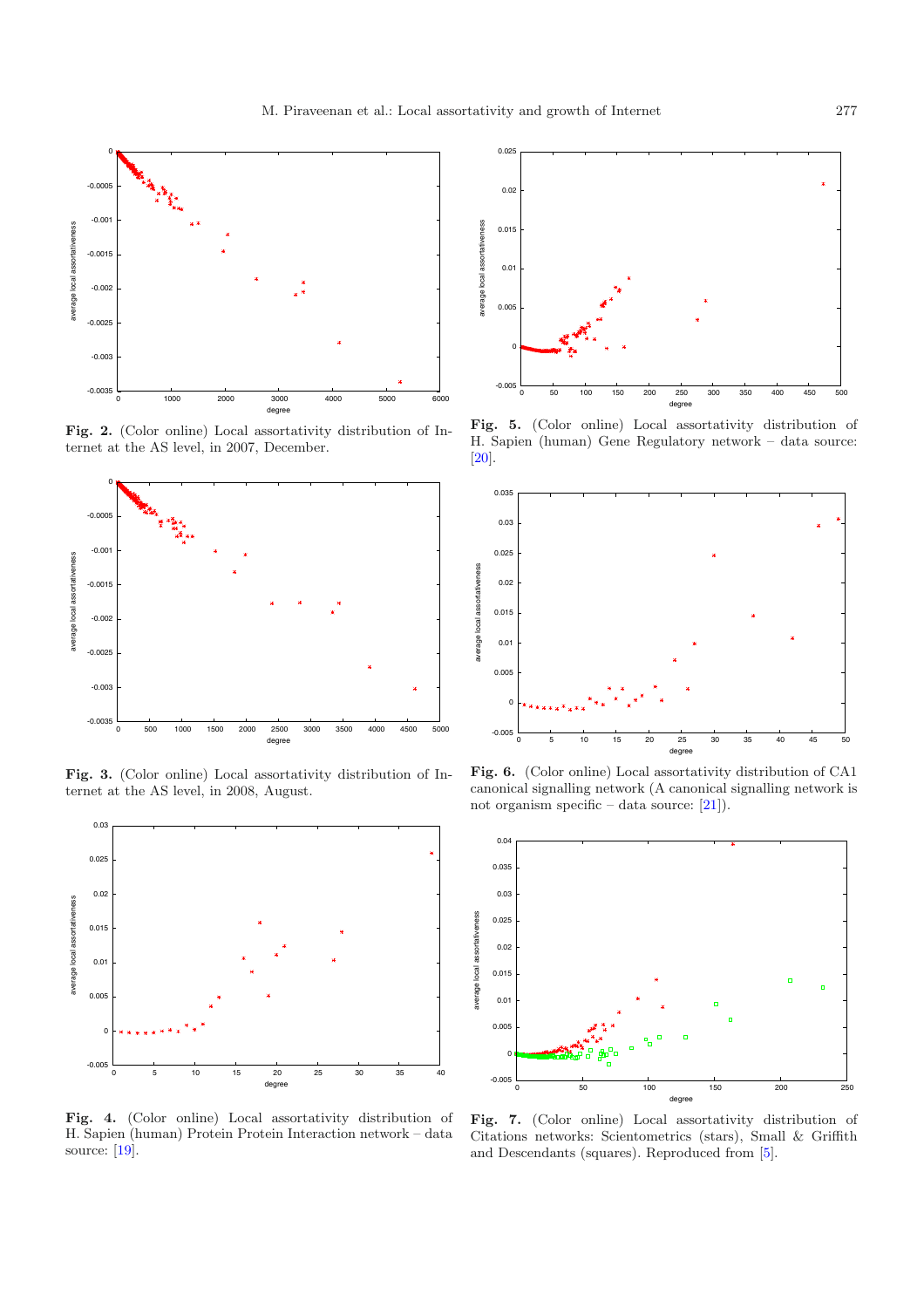**Fig. 2.** (Color online) Local assortativity distribution of Internet at the AS level, in 2007, December.

**Fig. 3.** (Color online) Local assortativity distribution of Internet at the AS level, in 2008, August.

**Fig. 4.** (Color online) Local assortativity distribution of H. Sapien (human) Protein Protein Interaction network – data source: [19].

**Fig. 5.** (Color online) Local assortativity distribution of H. Sapien (human) Gene Regulatory network – data source: [20].

**Fig. 6.** (Color online) Local assortativity distribution of CA1 canonical signalling network (A canonical signalling network is not organism specific – data source: [21]).

**Fig. 7.** (Color online) Local assortativity distribution of Citations networks: Scientometrics (stars), Small & Griffith and Descendants (squares). Reproduced from [5].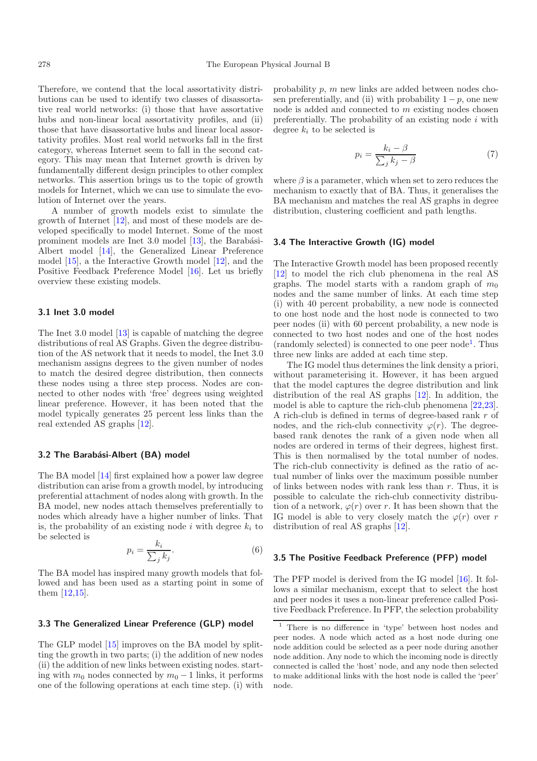Therefore, we contend that the local assortativity distributions can be used to identify two classes of disassortative real world networks: (i) those that have assortative hubs and non-linear local assortativity profiles, and (ii) those that have disassortative hubs and linear local assortativity profiles. Most real world networks fall in the first category, whereas Internet seem to fall in the second category. This may mean that Internet growth is driven by fundamentally different design principles to other complex networks. This assertion brings us to the topic of growth models for Internet, which we can use to simulate the evolution of Internet over the years.

A number of growth models exist to simulate the growth of Internet [12], and most of these models are developed specifically to model Internet. Some of the most prominent models are Inet 3.0 model [13], the Barabási-Albert model [14], the Generalized Linear Preference model [15], a the Interactive Growth model [12], and the Positive Feedback Preference Model [16]. Let us briefly overview these existing models.

### 3.1 Inet 3.0 model

The Inet 3.0 model [13] is capable of matching the degree distributions of real AS Graphs. Given the degree distribution of the AS network that it needs to model, the Inet 3.0 mechanism assigns degrees to the given number of nodes to match the desired degree distribution, then connects these nodes using a three step process. Nodes are connected to other nodes with 'free' degrees using weighted linear preference. However, it has been noted that the model typically generates 25 percent less links than the real extended AS graphs [12].

### 3.2 The Barabási-Albert (BA) model

The BA model [14] first explained how a power law degree distribution can arise from a growth model, by introducing preferential attachment of nodes along with growth. In the BA model, new nodes attach themselves preferentially to nodes which already have a higher number of links. That is, the probability of an existing node $i$ with degree $k_i$ to be selected is

$$p_i = \frac{k_i}{\sum_j k_j}. \tag{6}$$

The BA model has inspired many growth models that followed and has been used as a starting point in some of them [12,15].

### 3.3 The Generalized Linear Preference (GLP) model

The GLP model [15] improves on the BA model by splitting the growth in two parts; (i) the addition of new nodes (ii) the addition of new links between existing nodes. starting with $m_0$ nodes connected by $m_0 - 1$ links, it performs one of the following operations at each time step. (i) with probability $p$, $m$ new links are added between nodes chosen preferentially, and (ii) with probability $1 - p$, one new node is added and connected to $m$ existing nodes chosen preferentially. The probability of an existing node $i$ with degree $k_i$ to be selected is

$$p_i = \frac{k_i - \beta}{\sum_j k_j - \beta} \tag{7}$$

where $\beta$ is a parameter, which when set to zero reduces the mechanism to exactly that of BA. Thus, it generalises the BA mechanism and matches the real AS graphs in degree distribution, clustering coefficient and path lengths.

### 3.4 The Interactive Growth (IG) model

The Interactive Growth model has been proposed recently [12] to model the rich club phenomena in the real AS graphs. The model starts with a random graph of $m_0$ nodes and the same number of links. At each time step (i) with 40 percent probability, a new node is connected to one host node and the host node is connected to two peer nodes (ii) with 60 percent probability, a new node is connected to two host nodes and one of the host nodes (randomly selected) is connected to one peer node[1]. Thus three new links are added at each time step.

The IG model thus determines the link density a priori, without parameterising it. However, it has been argued that the model captures the degree distribution and link distribution of the real AS graphs [12]. In addition, the model is able to capture the rich-club phenomena [22,23]. A rich-club is defined in terms of degree-based rank $r$ of nodes, and the rich-club connectivity $\varphi(r)$. The degree-based rank denotes the rank of a given node when all nodes are ordered in terms of their degrees, highest first. This is then normalised by the total number of nodes. The rich-club connectivity is defined as the ratio of actual number of links over the maximum possible number of links between nodes with rank less than $r$. Thus, it is possible to calculate the rich-club connectivity distribution of a network, $\varphi(r)$ over $r$. It has been shown that the IG model is able to very closely match the $\varphi(r)$ over $r$ distribution of real AS graphs [12].

### 3.5 The Positive Feedback Preference (PFP) model

The PFP model is derived from the IG model [16]. It follows a similar mechanism, except that to select the host and peer nodes it uses a non-linear preference called Positive Feedback Preference. In PFP, the selection probability

[1] There is no difference in 'type' between host nodes and peer nodes. A node which acted as a host node during one node addition could be selected as a peer node during another node addition. Any node to which the incoming node is directly connected is called the 'host' node, and any node then selected to make additional links with the host node is called the 'peer' node.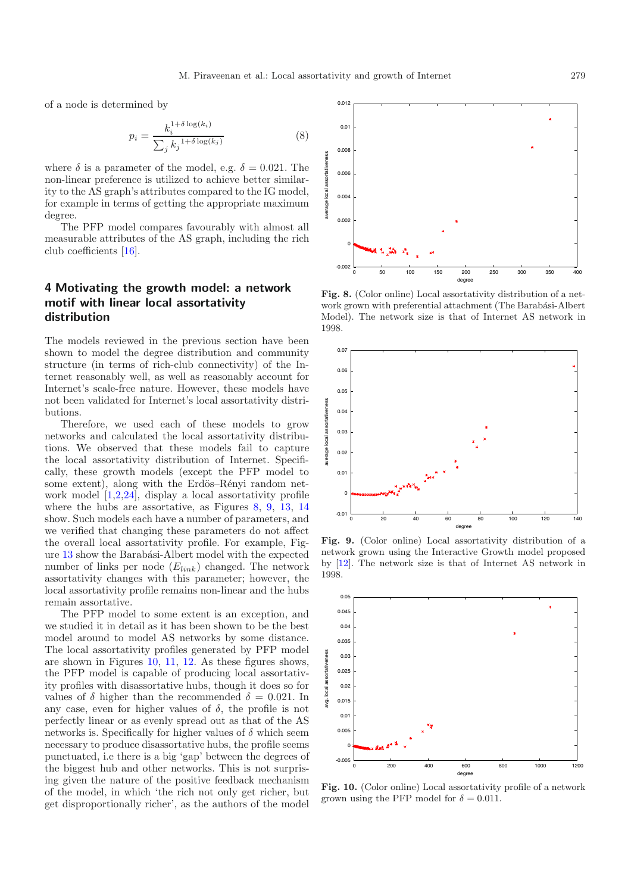of a node is determined by

$$p_i = \frac{k_i^{1+\delta \log(k_i)}}{\sum_j k_j^{1+\delta \log(k_j)}} \tag{8}$$

where $\delta$ is a parameter of the model, e.g. $\delta = 0.021$. The non-linear preference is utilized to achieve better similarity to the AS graph's attributes compared to the IG model, for example in terms of getting the appropriate maximum degree.

The PFP model compares favourably with almost all measurable attributes of the AS graph, including the rich club coefficients [16].

## 4 Motivating the growth model: a network motif with linear local assortativity distribution

The models reviewed in the previous section have been shown to model the degree distribution and community structure (in terms of rich-club connectivity) of the Internet reasonably well, as well as reasonably account for Internet's scale-free nature. However, these models have not been validated for Internet's local assortativity distributions.

Therefore, we used each of these models to grow networks and calculated the local assortativity distributions. We observed that these models fail to capture the local assortativity distribution of Internet. Specifically, these growth models (except the PFP model to some extent), along with the Erdös–Rényi random network model [1,2,24], display a local assortativity profile where the hubs are assortative, as Figures 8, 9, 13, 14 show. Such models each have a number of parameters, and we verified that changing these parameters do not affect the overall local assortativity profile. For example, Figure 13 show the Barabási-Albert model with the expected number of links per node ($E_{link}$) changed. The network assortativity changes with this parameter; however, the local assortativity profile remains non-linear and the hubs remain assortative.

The PFP model to some extent is an exception, and we studied it in detail as it has been shown to be the best model around to model AS networks by some distance. The local assortativity profiles generated by PFP model are shown in Figures 10, 11, 12. As these figures shows, the PFP model is capable of producing local assortativity profiles with disassortative hubs, though it does so for values of $\delta$ higher than the recommended $\delta = 0.021$. In any case, even for higher values of $\delta$, the profile is not perfectly linear or as evenly spread out as that of the AS networks is. Specifically for higher values of $\delta$ which seem necessary to produce disassortative hubs, the profile seems punctuated, i.e there is a big 'gap' between the degrees of the biggest hub and other networks. This is not surprising given the nature of the positive feedback mechanism of the model, in which 'the rich not only get richer, but get disproportionally richer', as the authors of the model

**Fig. 8.** (Color online) Local assortativity distribution of a network grown with preferential attachment (The Barabási-Albert Model). The network size is that of Internet AS network in 1998.

**Fig. 9.** (Color online) Local assortativity distribution of a network grown using the Interactive Growth model proposed by [12]. The network size is that of Internet AS network in 1998.

**Fig. 10.** (Color online) Local assortativity profile of a network grown using the PFP model for $\delta = 0.011$.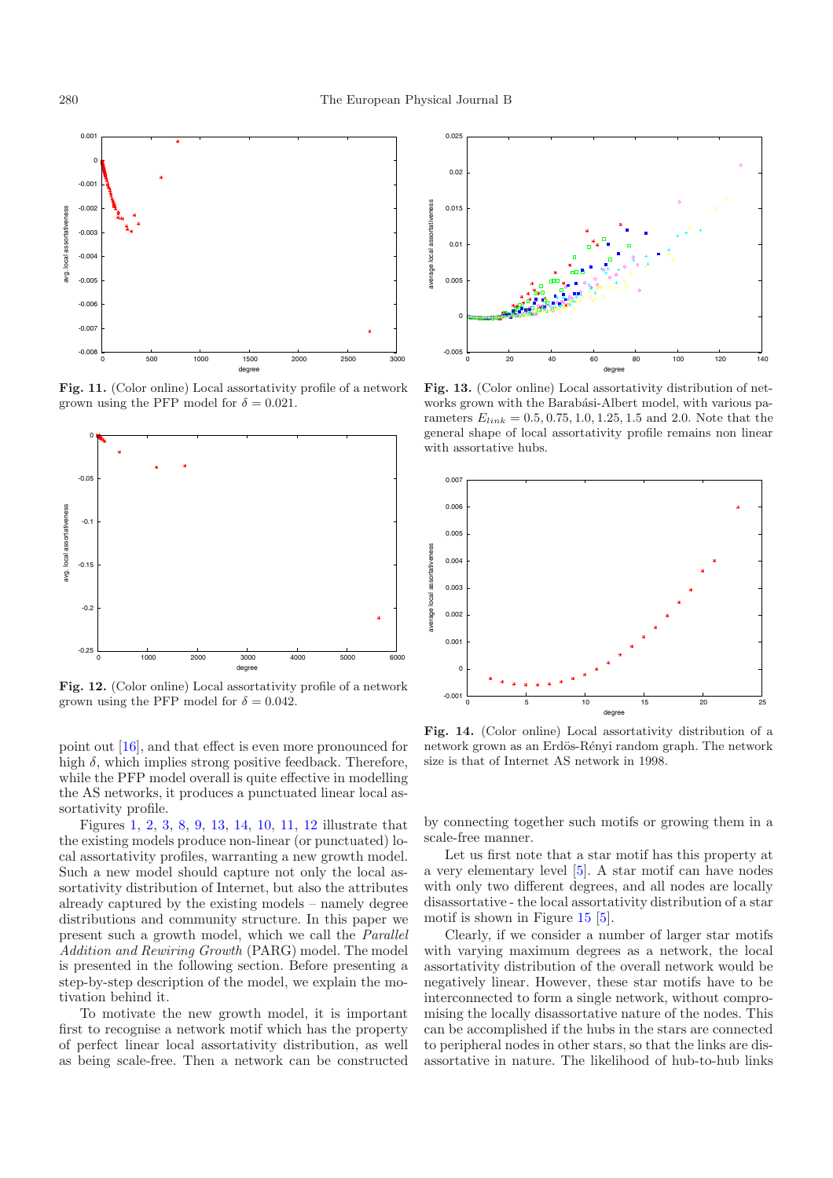**Fig. 11.** (Color online) Local assortativity profile of a network grown using the PFP model for $\delta = 0.021$.

**Fig. 12.** (Color online) Local assortativity profile of a network grown using the PFP model for $\delta = 0.042$.

point out [16], and that effect is even more pronounced for high $\delta$, which implies strong positive feedback. Therefore, while the PFP model overall is quite effective in modelling the AS networks, it produces a punctuated linear local assortativity profile.

Figures 1, 2, 3, 8, 9, 13, 14, 10, 11, 12 illustrate that the existing models produce non-linear (or punctuated) local assortativity profiles, warranting a new growth model. Such a new model should capture not only the local assortativity distribution of Internet, but also the attributes already captured by the existing models – namely degree distributions and community structure. In this paper we present such a growth model, which we call the *Parallel Addition and Rewiring Growth* (PARG) model. The model is presented in the following section. Before presenting a step-by-step description of the model, we explain the motivation behind it.

To motivate the new growth model, it is important first to recognise a network motif which has the property of perfect linear local assortativity distribution, as well as being scale-free. Then a network can be constructed

**Fig. 13.** (Color online) Local assortativity distribution of networks grown with the Barabási-Albert model, with various parameters $E_{link} = 0.5, 0.75, 1.0, 1.25, 1.5$ and $2.0$. Note that the general shape of local assortativity profile remains non linear with assortative hubs.

**Fig. 14.** (Color online) Local assortativity distribution of a network grown as an Erdös-Rényi random graph. The network size is that of Internet AS network in 1998.

by connecting together such motifs or growing them in a scale-free manner.

Let us first note that a star motif has this property at a very elementary level [5]. A star motif can have nodes with only two different degrees, and all nodes are locally disassortative - the local assortativity distribution of a star motif is shown in Figure 15 [5].

Clearly, if we consider a number of larger star motifs with varying maximum degrees as a network, the local assortativity distribution of the overall network would be negatively linear. However, these star motifs have to be interconnected to form a single network, without compromising the locally disassortative nature of the nodes. This can be accomplished if the hubs in the stars are connected to peripheral nodes in other stars, so that the links are disassortative in nature. The likelihood of hub-to-hub links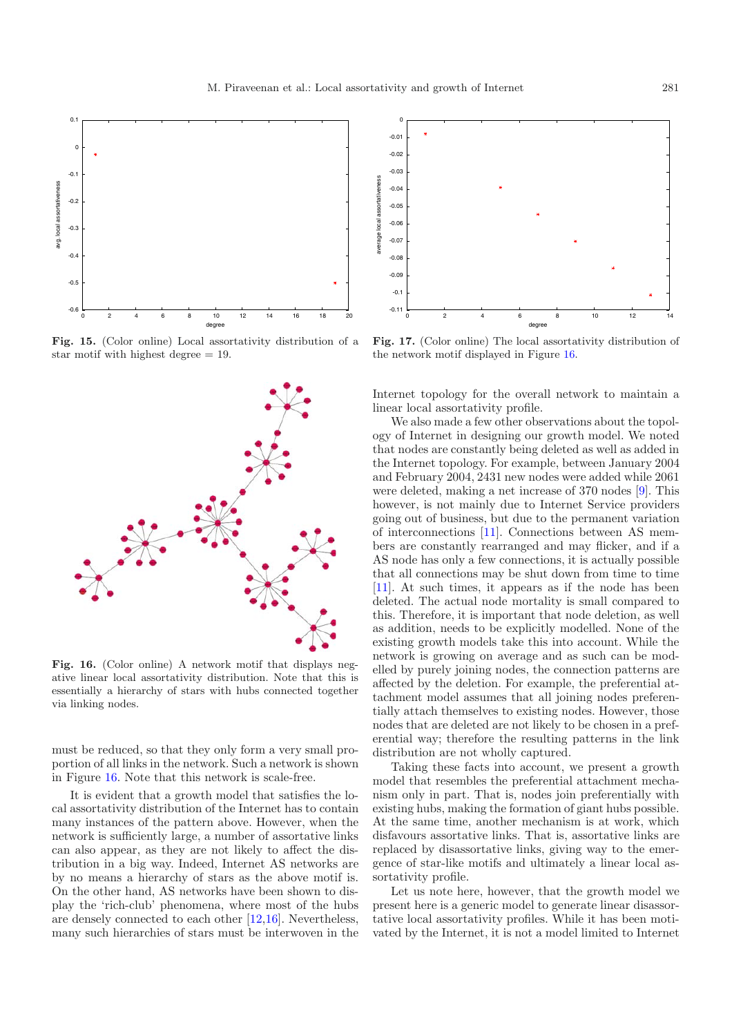0.1
0
-0.1
-0.2
-0.3
-0.4
-0.5
-0.6
avg local assortativeness
0 2 4 6 8 10 12 14 16 18 20
degree

**Fig. 15.** (Color online) Local assortativity distribution of a star motif with highest degree = 19.

**Fig. 16.** (Color online) A network motif that displays negative linear local assortativity distribution. Note that this is essentially a hierarchy of stars with hubs connected together via linking nodes.

must be reduced, so that they only form a very small proportion of all links in the network. Such a network is shown in Figure 16. Note that this network is scale-free.

It is evident that a growth model that satisfies the local assortativity distribution of the Internet has to contain many instances of the pattern above. However, when the network is sufficiently large, a number of assortative links can also appear, as they are not likely to affect the distribution in a big way. Indeed, Internet AS networks are by no means a hierarchy of stars as the above motif is. On the other hand, AS networks have been shown to display the 'rich-club' phenomena, where most of the hubs are densely connected to each other [12,16]. Nevertheless, many such hierarchies of stars must be interwoven in the

0
-0.01
-0.02
-0.03
-0.04
-0.05
-0.06
-0.07
-0.08
-0.09
-0.1
-0.11
average local assortativeness
0 2 4 6 8 10 12 14
degree

**Fig. 17.** (Color online) The local assortativity distribution of the network motif displayed in Figure 16.

Internet topology for the overall network to maintain a linear local assortativity profile.

We also made a few other observations about the topology of Internet in designing our growth model. We noted that nodes are constantly being deleted as well as added in the Internet topology. For example, between January 2004 and February 2004, 2431 new nodes were added while 2061 were deleted, making a net increase of 370 nodes [9]. This however, is not mainly due to Internet Service providers going out of business, but due to the permanent variation of interconnections [11]. Connections between AS members are constantly rearranged and may flicker, and if a AS node has only a few connections, it is actually possible that all connections may be shut down from time to time [11]. At such times, it appears as if the node has been deleted. The actual node mortality is small compared to this. Therefore, it is important that node deletion, as well as addition, needs to be explicitly modelled. None of the existing growth models take this into account. While the network is growing on average and as such can be modelled by purely joining nodes, the connection patterns are affected by the deletion. For example, the preferential attachment model assumes that all joining nodes preferentially attach themselves to existing nodes. However, those nodes that are deleted are not likely to be chosen in a preferential way; therefore the resulting patterns in the link distribution are not wholly captured.

Taking these facts into account, we present a growth model that resembles the preferential attachment mechanism only in part. That is, nodes join preferentially with existing hubs, making the formation of giant hubs possible. At the same time, another mechanism is at work, which disfavours assortative links. That is, assortative links are replaced by disassortative links, giving way to the emergence of star-like motifs and ultimately a linear local assortativity profile.

Let us note here, however, that the growth model we present here is a generic model to generate linear disassortative local assortativity profiles. While it has been motivated by the Internet, it is not a model limited to Internet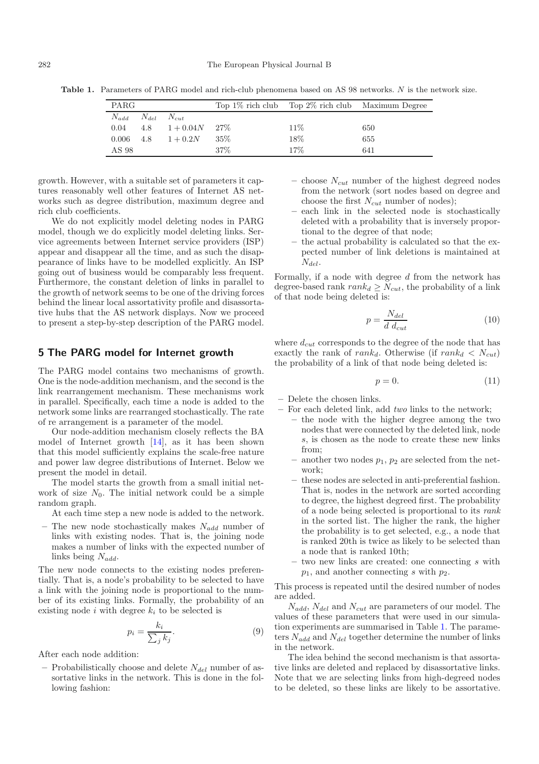**Table 1.** Parameters of PARG model and rich-club phenomena based on AS 98 networks. $N$ is the network size.

| PARG | | | Top 1% rich club | Top 2% rich club | Maximum Degree |
|---|---|---|---|---|---|
| $N_{add}$ | $N_{del}$ | $N_{cut}$ | | | |
| 0.04 | 4.8 | $1 + 0.04N$ | 27% | 11% | 650 |
| 0.006 | 4.8 | $1 + 0.2N$ | 35% | 18% | 655 |
| AS 98 | | | 37% | 17% | 641 |

growth. However, with a suitable set of parameters it captures reasonably well other features of Internet AS networks such as degree distribution, maximum degree and rich club coefficients.

We do not explicitly model deleting nodes in PARG model, though we do explicitly model deleting links. Service agreements between Internet service providers (ISP) appear and disappear all the time, and as such the disappearance of links have to be modelled explicitly. An ISP going out of business would be comparably less frequent. Furthermore, the constant deletion of links in parallel to the growth of network seems to be one of the driving forces behind the linear local assortativity profile and disassortative hubs that the AS network displays. Now we proceed to present a step-by-step description of the PARG model.

## 5 The PARG model for Internet growth

The PARG model contains two mechanisms of growth. One is the node-addition mechanism, and the second is the link rearrangement mechanism. These mechanisms work in parallel. Specifically, each time a node is added to the network some links are rearranged stochastically. The rate of re arrangement is a parameter of the model.

Our node-addition mechanism closely reflects the BA model of Internet growth [14], as it has been shown that this model sufficiently explains the scale-free nature and power law degree distributions of Internet. Below we present the model in detail.

The model starts the growth from a small initial network of size $N_0$. The initial network could be a simple random graph.

At each time step a new node is added to the network.

- The new node stochastically makes $N_{add}$ number of links with existing nodes. That is, the joining node makes a number of links with the expected number of links being $N_{add}$.

The new node connects to the existing nodes preferentially. That is, a node's probability to be selected to have a link with the joining node is proportional to the number of its existing links. Formally, the probability of an existing node $i$ with degree $k_i$ to be selected is

$$p_i = \frac{k_i}{\sum_j k_j}. \tag{9}$$

After each node addition:

- Probabilistically choose and delete $N_{del}$ number of assortative links in the network. This is done in the following fashion:
  - choose $N_{cut}$ number of the highest degreed nodes from the network (sort nodes based on degree and choose the first $N_{cut}$ number of nodes);
  - each link in the selected node is stochastically deleted with a probability that is inversely proportional to the degree of that node;
  - the actual probability is calculated so that the expected number of link deletions is maintained at $N_{del}$.

Formally, if a node with degree $d$ from the network has degree-based rank $rank_d \geq N_{cut}$, the probability of a link of that node being deleted is:

$$p = \frac{N_{del}}{d \; d_{cut}} \tag{10}$$

where $d_{cut}$ corresponds to the degree of the node that has exactly the rank of $rank_d$. Otherwise (if $rank_d < N_{cut}$) the probability of a link of that node being deleted is:

$$p = 0. \tag{11}$$

- Delete the chosen links.
- For each deleted link, add *two* links to the network;
  - the node with the higher degree among the two nodes that were connected by the deleted link, node $s$, is chosen as the node to create these new links from;
  - another two nodes $p_1$, $p_2$ are selected from the network;
  - these nodes are selected in anti-preferential fashion. That is, nodes in the network are sorted according to degree, the highest degreed first. The probability of a node being selected is proportional to its *rank* in the sorted list. The higher the rank, the higher the probability is to get selected, e.g., a node that is ranked 20th is twice as likely to be selected than a node that is ranked 10th;
  - two new links are created: one connecting $s$ with $p_1$, and another connecting $s$ with $p_2$.

This process is repeated until the desired number of nodes are added.

$N_{add}$, $N_{del}$ and $N_{cut}$ are parameters of our model. The values of these parameters that were used in our simulation experiments are summarised in Table 1. The parameters $N_{add}$ and $N_{del}$ together determine the number of links in the network.

The idea behind the second mechanism is that assortative links are deleted and replaced by disassortative links. Note that we are selecting links from high-degreed nodes to be deleted, so these links are likely to be assortative.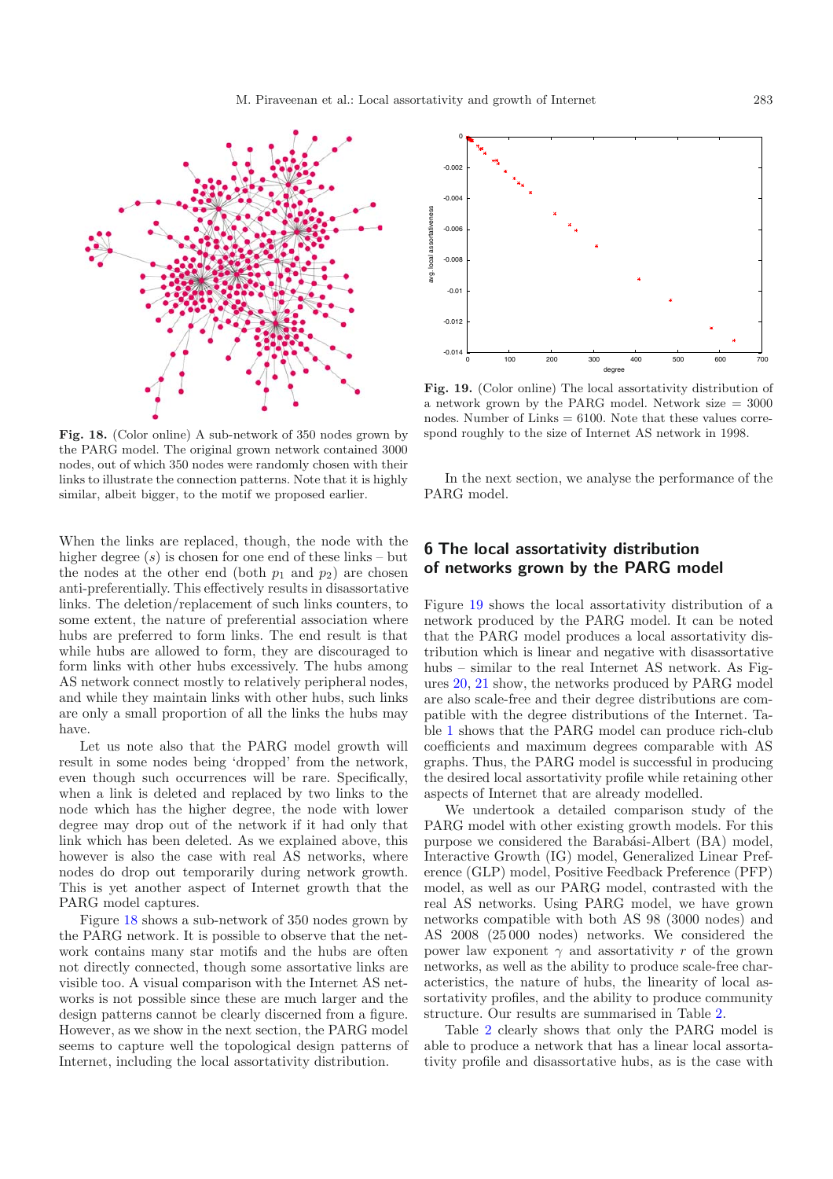Fig. 18. (Color online) A sub-network of 350 nodes grown by the PARG model. The original grown network contained 3000 nodes, out of which 350 nodes were randomly chosen with their links to illustrate the connection patterns. Note that it is highly similar, albeit bigger, to the motif we proposed earlier.

When the links are replaced, though, the node with the higher degree ($s$) is chosen for one end of these links – but the nodes at the other end (both $p_1$ and $p_2$) are chosen anti-preferentially. This effectively results in disassortative links. The deletion/replacement of such links counters, to some extent, the nature of preferential association where hubs are preferred to form links. The end result is that while hubs are allowed to form, they are discouraged to form links with other hubs excessively. The hubs among AS network connect mostly to relatively peripheral nodes, and while they maintain links with other hubs, such links are only a small proportion of all the links the hubs may have.

Let us note also that the PARG model growth will result in some nodes being 'dropped' from the network, even though such occurrences will be rare. Specifically, when a link is deleted and replaced by two links to the node which has the higher degree, the node with lower degree may drop out of the network if it had only that link which has been deleted. As we explained above, this however is also the case with real AS networks, where nodes do drop out temporarily during network growth. This is yet another aspect of Internet growth that the PARG model captures.

Figure 18 shows a sub-network of 350 nodes grown by the PARG network. It is possible to observe that the network contains many star motifs and the hubs are often not directly connected, though some assortative links are visible too. A visual comparison with the Internet AS networks is not possible since these are much larger and the design patterns cannot be clearly discerned from a figure. However, as we show in the next section, the PARG model seems to capture well the topological design patterns of Internet, including the local assortativity distribution.

avg. local assortativeness
degree
0
-0.002
-0.004
-0.006
-0.008
-0.01
-0.012
-0.014
0 100 200 300 400 500 600 700

Fig. 19. (Color online) The local assortativity distribution of a network grown by the PARG model. Network size = 3000 nodes. Number of Links = 6100. Note that these values correspond roughly to the size of Internet AS network in 1998.

In the next section, we analyse the performance of the PARG model.

## 6 The local assortativity distribution of networks grown by the PARG model

Figure 19 shows the local assortativity distribution of a network produced by the PARG model. It can be noted that the PARG model produces a local assortativity distribution which is linear and negative with disassortative hubs – similar to the real Internet AS network. As Figures 20, 21 show, the networks produced by PARG model are also scale-free and their degree distributions are compatible with the degree distributions of the Internet. Table 1 shows that the PARG model can produce rich-club coefficients and maximum degrees comparable with AS graphs. Thus, the PARG model is successful in producing the desired local assortativity profile while retaining other aspects of Internet that are already modelled.

We undertook a detailed comparison study of the PARG model with other existing growth models. For this purpose we considered the Barabási-Albert (BA) model, Interactive Growth (IG) model, Generalized Linear Preference (GLP) model, Positive Feedback Preference (PFP) model, as well as our PARG model, contrasted with the real AS networks. Using PARG model, we have grown networks compatible with both AS 98 (3000 nodes) and AS 2008 (25 000 nodes) networks. We considered the power law exponent $\gamma$ and assortativity $r$ of the grown networks, as well as the ability to produce scale-free characteristics, the nature of hubs, the linearity of local assortativity profiles, and the ability to produce community structure. Our results are summarised in Table 2.

Table 2 clearly shows that only the PARG model is able to produce a network that has a linear local assortativity profile and disassortative hubs, as is the case with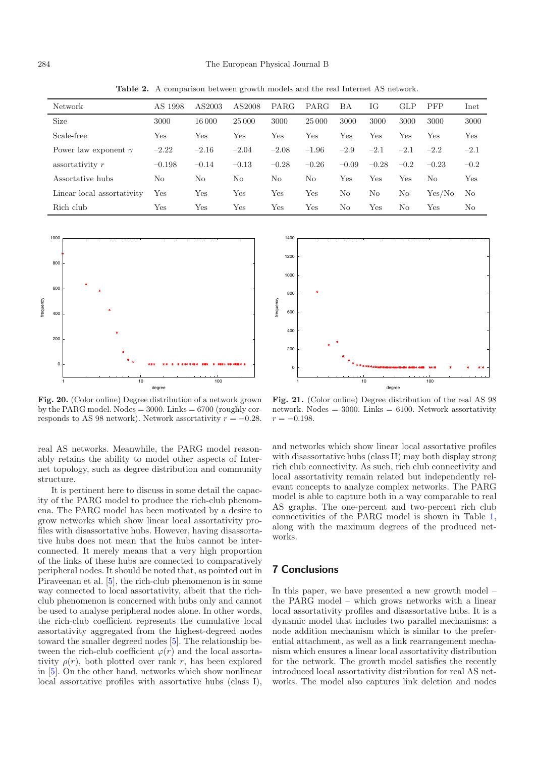**Table 2.** A comparison between growth models and the real Internet AS network.

| Network | AS 1998 | AS2003 | AS2008 | PARG | PARG | BA | IG | GLP | PFP | Inet |
|---|---|---|---|---|---|---|---|---|---|---|
| Size | 3000 | 16 000 | 25 000 | 3000 | 25 000 | 3000 | 3000 | 3000 | 3000 | 3000 |
| Scale-free | Yes | Yes | Yes | Yes | Yes | Yes | Yes | Yes | Yes | Yes |
| Power law exponent $\gamma$ | $-2.22$ | $-2.16$ | $-2.04$ | $-2.08$ | $-1.96$ | $-2.9$ | $-2.1$ | $-2.1$ | $-2.2$ | $-2.1$ |
| assortativity $r$ | $-0.198$ | $-0.14$ | $-0.13$ | $-0.28$ | $-0.26$ | $-0.09$ | $-0.28$ | $-0.2$ | $-0.23$ | $-0.2$ |
| Assortative hubs | No | No | No | No | No | Yes | Yes | Yes | No | Yes |
| Linear local assortativity | Yes | Yes | Yes | Yes | Yes | No | No | No | Yes/No | No |
| Rich club | Yes | Yes | Yes | Yes | Yes | No | Yes | No | Yes | No |

**Fig. 20.** (Color online) Degree distribution of a network grown by the PARG model. Nodes = 3000. Links = 6700 (roughly corresponds to AS 98 network). Network assortativity $r = -0.28$.

**Fig. 21.** (Color online) Degree distribution of the real AS 98 network. Nodes = 3000. Links = 6100. Network assortativity $r = -0.198$.

real AS networks. Meanwhile, the PARG model reasonably retains the ability to model other aspects of Internet topology, such as degree distribution and community structure.

It is pertinent here to discuss in some detail the capacity of the PARG model to produce the rich-club phenomena. The PARG model has been motivated by a desire to grow networks which show linear local assortativity profiles with disassortative hubs. However, having disassortative hubs does not mean that the hubs cannot be interconnected. It merely means that a very high proportion of the links of these hubs are connected to comparatively peripheral nodes. It should be noted that, as pointed out in Piraveenan et al. [5], the rich-club phenomenon is in some way connected to local assortativity, albeit that the rich-club phenomenon is concerned with hubs only and cannot be used to analyse peripheral nodes alone. In other words, the rich-club coefficient represents the cumulative local assortativity aggregated from the highest-degreed nodes toward the smaller degreed nodes [5]. The relationship between the rich-club coefficient $\varphi(r)$ and the local assortativity $\rho(r)$, both plotted over rank $r$, has been explored in [5]. On the other hand, networks which show nonlinear local assortative profiles with assortative hubs (class I), and networks which show linear local assortative profiles with disassortative hubs (class II) may both display strong rich club connectivity. As such, rich club connectivity and local assortativity remain related but independently relevant concepts to analyze complex networks. The PARG model is able to capture both in a way comparable to real AS graphs. The one-percent and two-percent rich club connectivities of the PARG model is shown in Table 1, along with the maximum degrees of the produced networks.

## 7 Conclusions

In this paper, we have presented a new growth model – the PARG model – which grows networks with a linear local assortativity profiles and disassortative hubs. It is a dynamic model that includes two parallel mechanisms: a node addition mechanism which is similar to the preferential attachment, as well as a link rearrangement mechanism which ensures a linear local assortativity distribution for the network. The growth model satisfies the recently introduced local assortativity distribution for real AS networks. The model also captures link deletion and nodes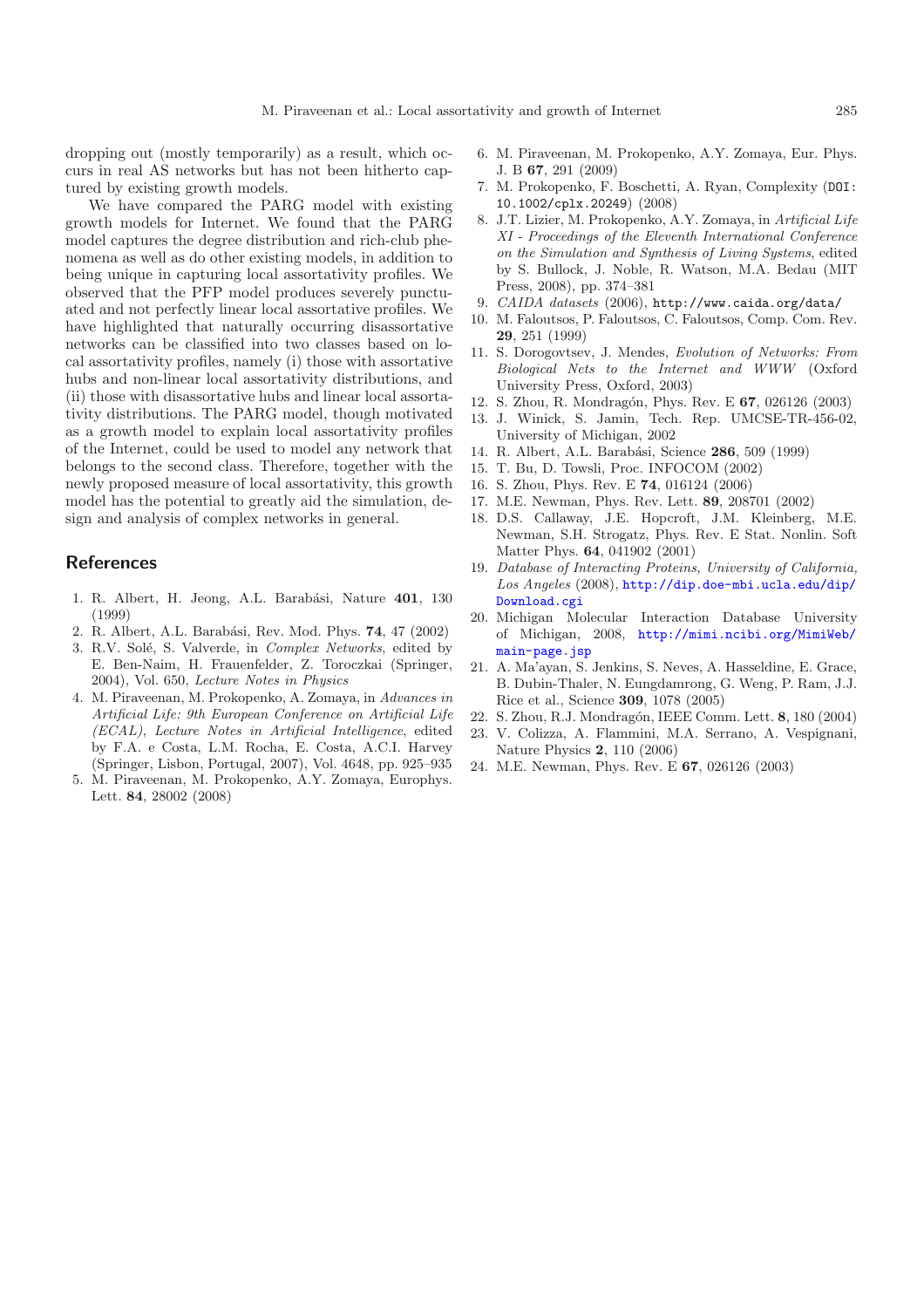dropping out (mostly temporarily) as a result, which occurs in real AS networks but has not been hitherto captured by existing growth models.

We have compared the PARG model with existing growth models for Internet. We found that the PARG model captures the degree distribution and rich-club phenomena as well as do other existing models, in addition to being unique in capturing local assortativity profiles. We observed that the PFP model produces severely punctuated and not perfectly linear local assortative profiles. We have highlighted that naturally occurring disassortative networks can be classified into two classes based on local assortativity profiles, namely (i) those with assortative hubs and non-linear local assortativity distributions, and (ii) those with disassortative hubs and linear local assortativity distributions. The PARG model, though motivated as a growth model to explain local assortativity profiles of the Internet, could be used to model any network that belongs to the second class. Therefore, together with the newly proposed measure of local assortativity, this growth model has the potential to greatly aid the simulation, design and analysis of complex networks in general.

## References

1. R. Albert, H. Jeong, A.L. Barabási, Nature **401**, 130 (1999)
2. R. Albert, A.L. Barabási, Rev. Mod. Phys. **74**, 47 (2002)
3. R.V. Solé, S. Valverde, in *Complex Networks*, edited by E. Ben-Naim, H. Frauenfelder, Z. Toroczkai (Springer, 2004), Vol. 650, *Lecture Notes in Physics*
4. M. Piraveenan, M. Prokopenko, A. Zomaya, in *Advances in Artificial Life: 9th European Conference on Artificial Life (ECAL)*, *Lecture Notes in Artificial Intelligence*, edited by F.A. e Costa, L.M. Rocha, E. Costa, A.C.I. Harvey (Springer, Lisbon, Portugal, 2007), Vol. 4648, pp. 925–935
5. M. Piraveenan, M. Prokopenko, A.Y. Zomaya, Europhys. Lett. **84**, 28002 (2008)
6. M. Piraveenan, M. Prokopenko, A.Y. Zomaya, Eur. Phys. J. B **67**, 291 (2009)
7. M. Prokopenko, F. Boschetti, A. Ryan, Complexity (DOI: 10.1002/cplx.20249) (2008)
8. J.T. Lizier, M. Prokopenko, A.Y. Zomaya, in *Artificial Life XI - Proceedings of the Eleventh International Conference on the Simulation and Synthesis of Living Systems*, edited by S. Bullock, J. Noble, R. Watson, M.A. Bedau (MIT Press, 2008), pp. 374–381
9. *CAIDA datasets* (2006), http://www.caida.org/data/
10. M. Faloutsos, P. Faloutsos, C. Faloutsos, Comp. Com. Rev. **29**, 251 (1999)
11. S. Dorogovtsev, J. Mendes, *Evolution of Networks: From Biological Nets to the Internet and WWW* (Oxford University Press, Oxford, 2003)
12. S. Zhou, R. Mondragón, Phys. Rev. E **67**, 026126 (2003)
13. J. Winick, S. Jamin, Tech. Rep. UMCSE-TR-456-02, University of Michigan, 2002
14. R. Albert, A.L. Barabási, Science **286**, 509 (1999)
15. T. Bu, D. Towsli, Proc. INFOCOM (2002)
16. S. Zhou, Phys. Rev. E **74**, 016124 (2006)
17. M.E. Newman, Phys. Rev. Lett. **89**, 208701 (2002)
18. D.S. Callaway, J.E. Hopcroft, J.M. Kleinberg, M.E. Newman, S.H. Strogatz, Phys. Rev. E Stat. Nonlin. Soft Matter Phys. **64**, 041902 (2001)
19. *Database of Interacting Proteins, University of California, Los Angeles* (2008), http://dip.doe-mbi.ucla.edu/dip/Download.cgi
20. Michigan Molecular Interaction Database University of Michigan, 2008, http://mimi.ncibi.org/MimiWeb/main-page.jsp
21. A. Ma'ayan, S. Jenkins, S. Neves, A. Hasseldine, E. Grace, B. Dubin-Thaler, N. Eungdamrong, G. Weng, P. Ram, J.J. Rice et al., Science **309**, 1078 (2005)
22. S. Zhou, R.J. Mondragón, IEEE Comm. Lett. **8**, 180 (2004)
23. V. Colizza, A. Flammini, M.A. Serrano, A. Vespignani, Nature Physics **2**, 110 (2006)
24. M.E. Newman, Phys. Rev. E **67**, 026126 (2003)